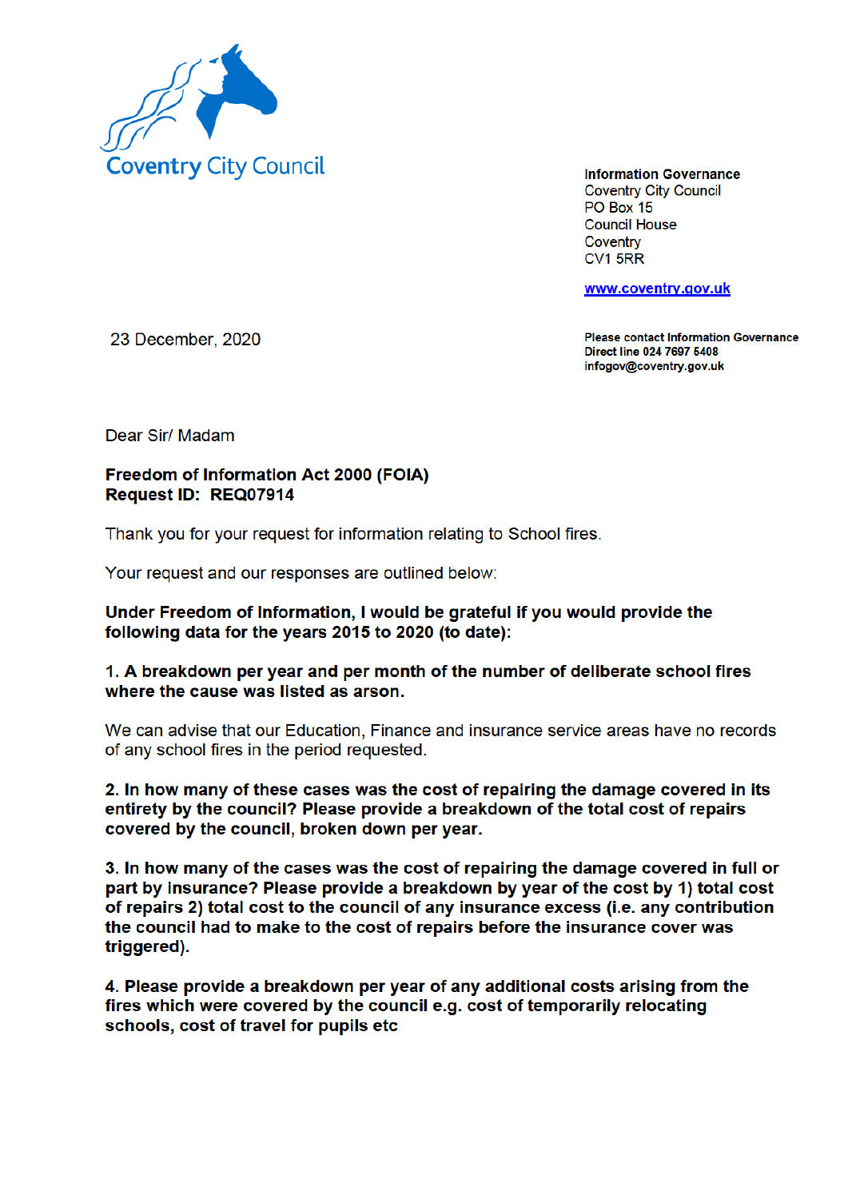Coventry City Council

**Information Governance**
Coventry City Council
PO Box 15
Council House
Coventry
CV1 5RR

www.coventry.gov.uk

23 December, 2020

**Please contact Information Governance**
**Direct line 024 7697 5408**
**infogov@coventry.gov.uk**

Dear Sir/ Madam

**Freedom of Information Act 2000 (FOIA)**
**Request ID: REQ07914**

Thank you for your request for information relating to School fires.

Your request and our responses are outlined below:

**Under Freedom of Information, I would be grateful if you would provide the following data for the years 2015 to 2020 (to date):**

**1. A breakdown per year and per month of the number of deliberate school fires where the cause was listed as arson.**

We can advise that our Education, Finance and insurance service areas have no records of any school fires in the period requested.

**2. In how many of these cases was the cost of repairing the damage covered in its entirety by the council? Please provide a breakdown of the total cost of repairs covered by the council, broken down per year.**

**3. In how many of the cases was the cost of repairing the damage covered in full or part by insurance? Please provide a breakdown by year of the cost by 1) total cost of repairs 2) total cost to the council of any insurance excess (i.e. any contribution the council had to make to the cost of repairs before the insurance cover was triggered).**

**4. Please provide a breakdown per year of any additional costs arising from the fires which were covered by the council e.g. cost of temporarily relocating schools, cost of travel for pupils etc**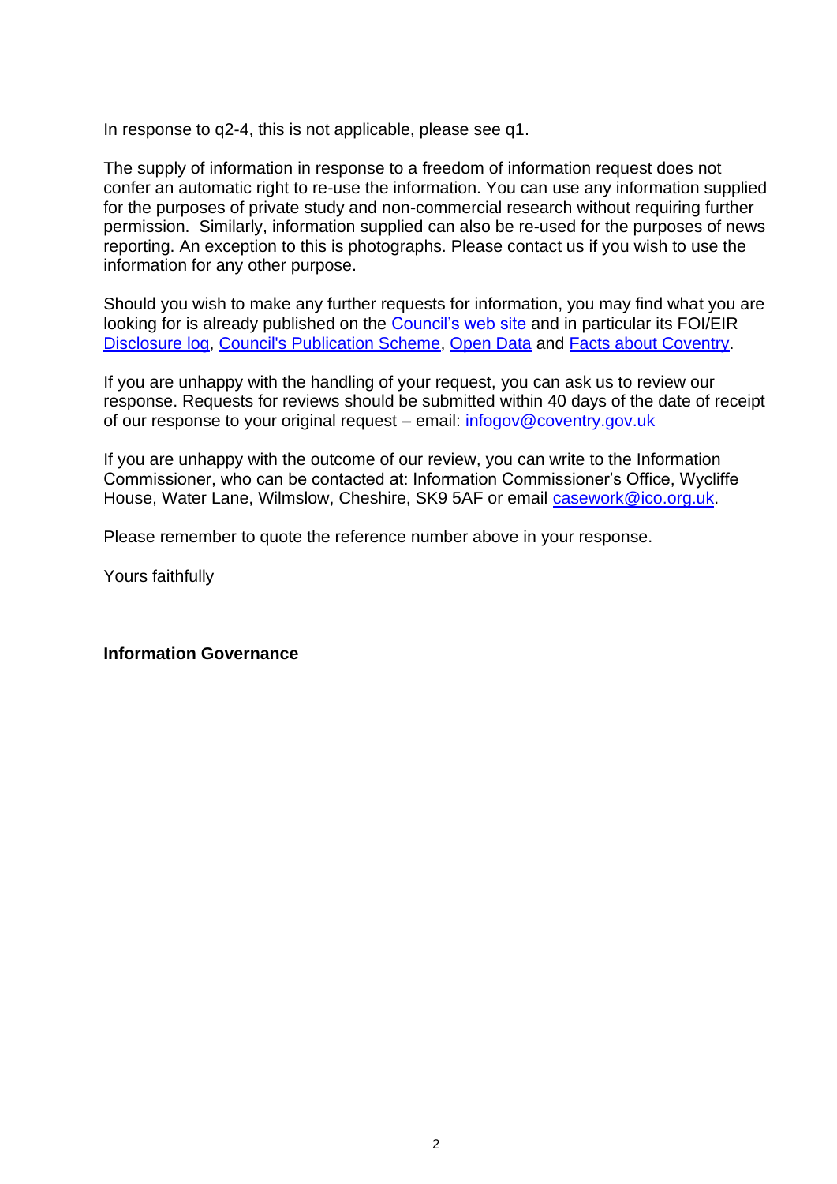In response to q2-4, this is not applicable, please see q1.

The supply of information in response to a freedom of information request does not confer an automatic right to re-use the information. You can use any information supplied for the purposes of private study and non-commercial research without requiring further permission. Similarly, information supplied can also be re-used for the purposes of news reporting. An exception to this is photographs. Please contact us if you wish to use the information for any other purpose.

Should you wish to make any further requests for information, you may find what you are looking for is already published on the Council's web site and in particular its FOI/EIR Disclosure log, Council's Publication Scheme, Open Data and Facts about Coventry.

If you are unhappy with the handling of your request, you can ask us to review our response. Requests for reviews should be submitted within 40 days of the date of receipt of our response to your original request – email: infogov@coventry.gov.uk

If you are unhappy with the outcome of our review, you can write to the Information Commissioner, who can be contacted at: Information Commissioner's Office, Wycliffe House, Water Lane, Wilmslow, Cheshire, SK9 5AF or email casework@ico.org.uk.

Please remember to quote the reference number above in your response.

Yours faithfully

**Information Governance**